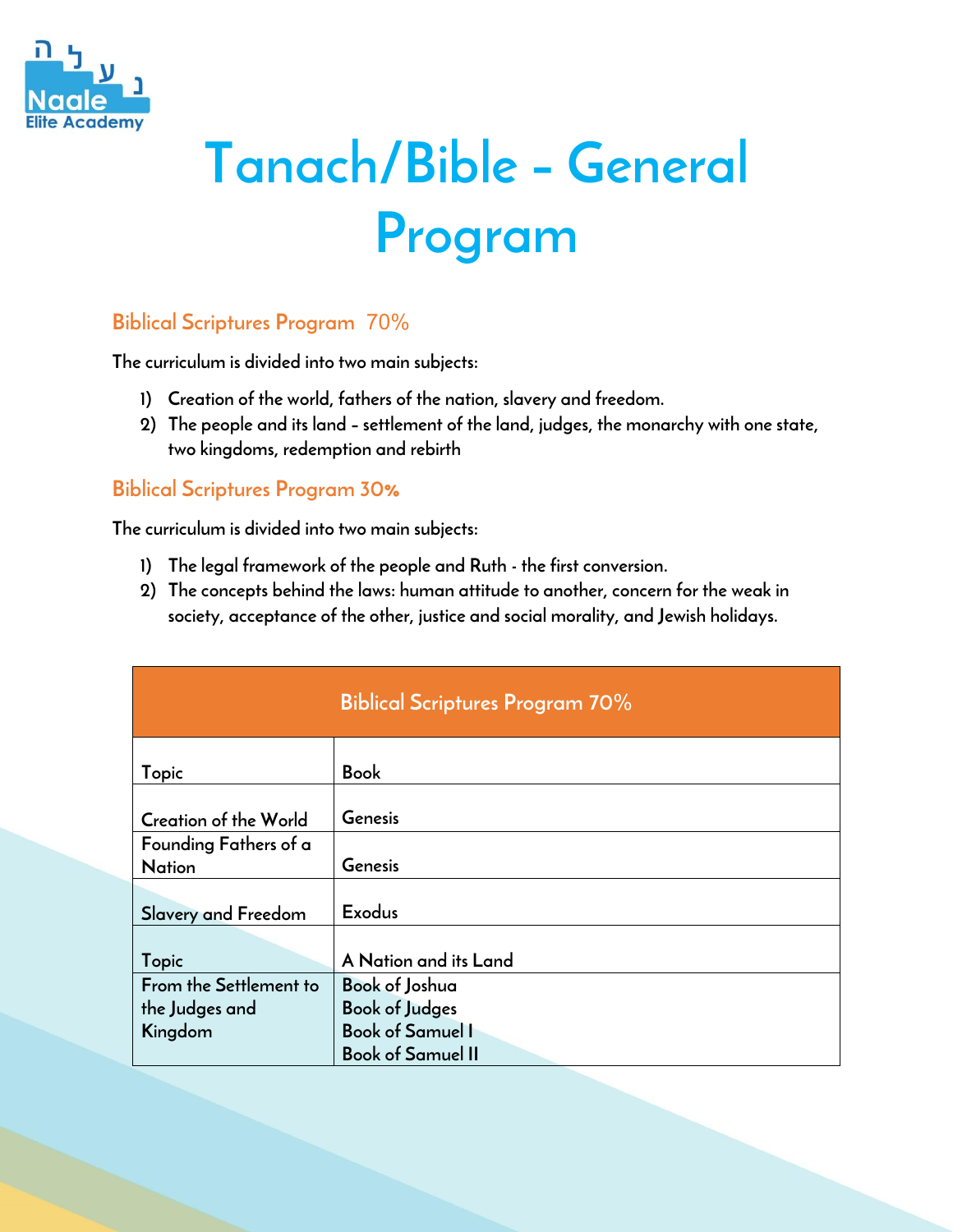# Tanach/Bible – General Program

## Biblical Scriptures Program 70%

The curriculum is divided into two main subjects:

1) Creation of the world, fathers of the nation, slavery and freedom.
2) The people and its land – settlement of the land, judges, the monarchy with one state, two kingdoms, redemption and rebirth

## Biblical Scriptures Program 30%

The curriculum is divided into two main subjects:

1) The legal framework of the people and Ruth - the first conversion.
2) The concepts behind the laws: human attitude to another, concern for the weak in society, acceptance of the other, justice and social morality, and Jewish holidays.

| Biblical Scriptures Program 70% | |
|---|---|
| Topic | Book |
| Creation of the World | Genesis |
| Founding Fathers of a Nation | Genesis |
| Slavery and Freedom | Exodus |
| Topic | A Nation and its Land |
| From the Settlement to the Judges and Kingdom | Book of Joshua<br>Book of Judges<br>Book of Samuel I<br>Book of Samuel II |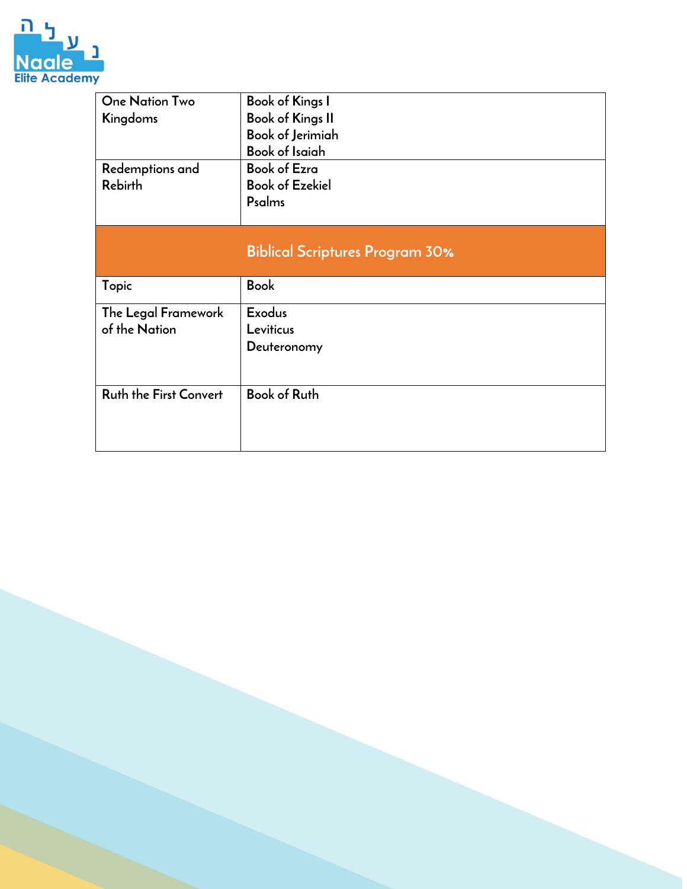| | |
|---|---|
| One Nation Two Kingdoms | Book of Kings I<br>Book of Kings II<br>Book of Jerimiah<br>Book of Isaiah |
| Redemptions and Rebirth | Book of Ezra<br>Book of Ezekiel<br>Psalms |

| Biblical Scriptures Program 30% | |
|---|---|
| Topic | Book |
| The Legal Framework of the Nation | Exodus<br>Leviticus<br>Deuteronomy |
| Ruth the First Convert | Book of Ruth |